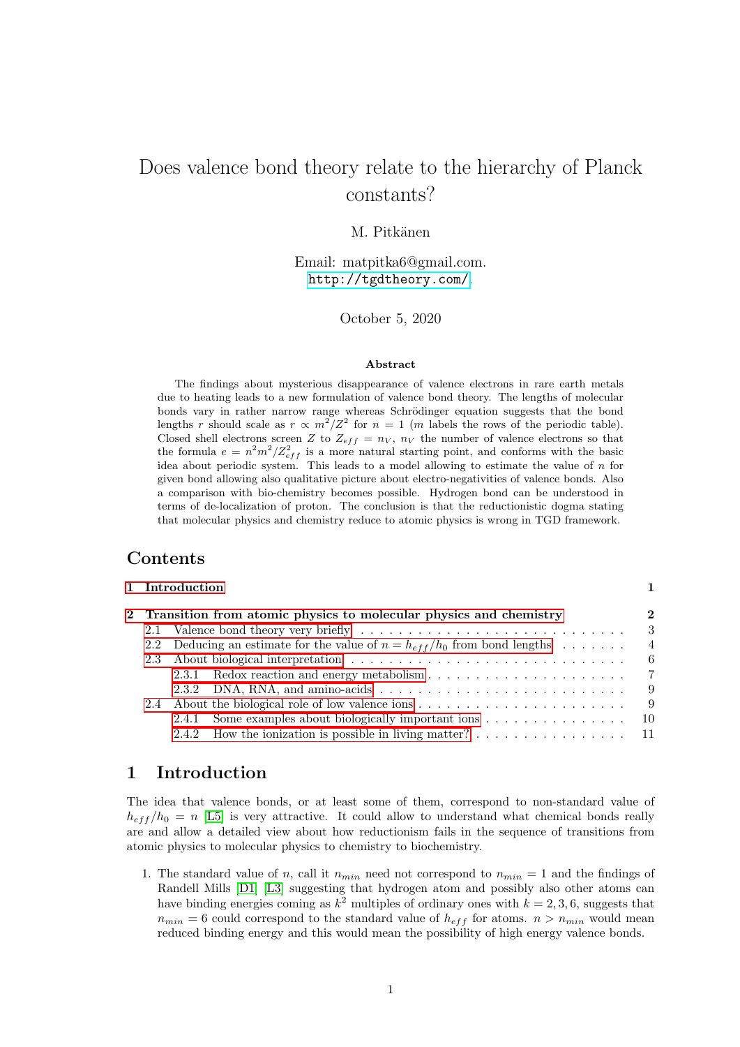# Does valence bond theory relate to the hierarchy of Planck constants?

M. Pitkänen

Email: matpitka6@gmail.com.
http://tgdtheory.com/.

October 5, 2020

**Abstract**

The findings about mysterious disappearance of valence electrons in rare earth metals due to heating leads to a new formulation of valence bond theory. The lengths of molecular bonds vary in rather narrow range whereas Schrödinger equation suggests that the bond lengths $r$ should scale as $r \propto m^2/Z^2$ for $n = 1$ ($m$ labels the rows of the periodic table). Closed shell electrons screen $Z$ to $Z_{eff} = n_V$, $n_V$ the number of valence electrons so that the formula $e = n^2m^2/Z_{eff}^2$ is a more natural starting point, and conforms with the basic idea about periodic system. This leads to a model allowing to estimate the value of $n$ for given bond allowing also qualitative picture about electro-negativities of valence bonds. Also a comparison with bio-chemistry becomes possible. Hydrogen bond can be understood in terms of de-localization of proton. The conclusion is that the reductionistic dogma stating that molecular physics and chemistry reduce to atomic physics is wrong in TGD framework.

## Contents

- 1 Introduction — 1
- 2 Transition from atomic physics to molecular physics and chemistry — 2
  - 2.1 Valence bond theory very briefly — 3
  - 2.2 Deducing an estimate for the value of $n = h_{eff}/h_0$ from bond lengths — 4
  - 2.3 About biological interpretation — 6
    - 2.3.1 Redox reaction and energy metabolism — 7
    - 2.3.2 DNA, RNA, and amino-acids — 9
  - 2.4 About the biological role of low valence ions — 9
    - 2.4.1 Some examples about biologically important ions — 10
    - 2.4.2 How the ionization is possible in living matter? — 11

## 1 Introduction

The idea that valence bonds, or at least some of them, correspond to non-standard value of $h_{eff}/h_0 = n$ [L5] is very attractive. It could allow to understand what chemical bonds really are and allow a detailed view about how reductionism fails in the sequence of transitions from atomic physics to molecular physics to chemistry to biochemistry.

1. The standard value of $n$, call it $n_{min}$ need not correspond to $n_{min} = 1$ and the findings of Randell Mills [D1] [L3] suggesting that hydrogen atom and possibly also other atoms can have binding energies coming as $k^2$ multiples of ordinary ones with $k = 2, 3, 6$, suggests that $n_{min} = 6$ could correspond to the standard value of $h_{eff}$ for atoms. $n > n_{min}$ would mean reduced binding energy and this would mean the possibility of high energy valence bonds.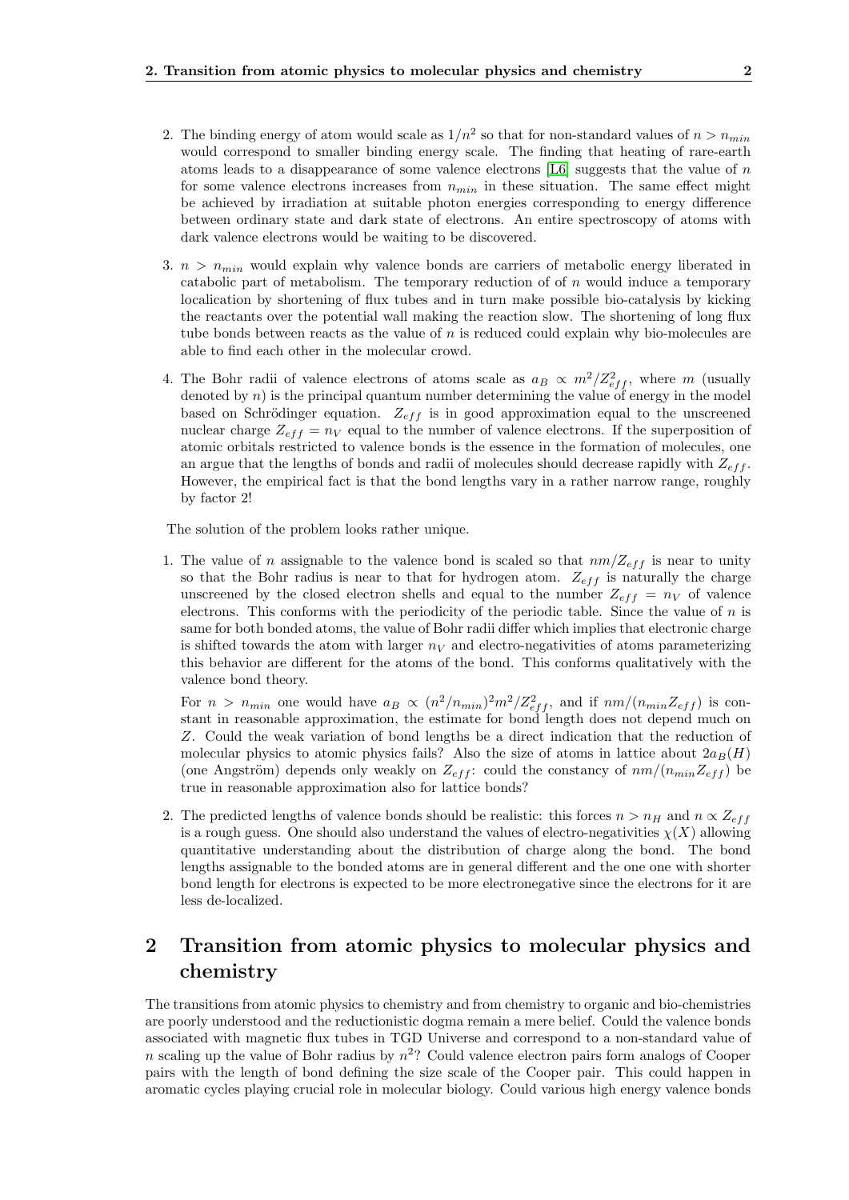2. The binding energy of atom would scale as $1/n^2$ so that for non-standard values of $n > n_{min}$ would correspond to smaller binding energy scale. The finding that heating of rare-earth atoms leads to a disappearance of some valence electrons [L6] suggests that the value of $n$ for some valence electrons increases from $n_{min}$ in these situation. The same effect might be achieved by irradiation at suitable photon energies corresponding to energy difference between ordinary state and dark state of electrons. An entire spectroscopy of atoms with dark valence electrons would be waiting to be discovered.

3. $n > n_{min}$ would explain why valence bonds are carriers of metabolic energy liberated in catabolic part of metabolism. The temporary reduction of of $n$ would induce a temporary localication by shortening of flux tubes and in turn make possible bio-catalysis by kicking the reactants over the potential wall making the reaction slow. The shortening of long flux tube bonds between reacts as the value of $n$ is reduced could explain why bio-molecules are able to find each other in the molecular crowd.

4. The Bohr radii of valence electrons of atoms scale as $a_B \propto m^2/Z_{eff}^2$, where $m$ (usually denoted by $n$) is the principal quantum number determining the value of energy in the model based on Schrödinger equation. $Z_{eff}$ is in good approximation equal to the unscreened nuclear charge $Z_{eff} = n_V$ equal to the number of valence electrons. If the superposition of atomic orbitals restricted to valence bonds is the essence in the formation of molecules, one an argue that the lengths of bonds and radii of molecules should decrease rapidly with $Z_{eff}$. However, the empirical fact is that the bond lengths vary in a rather narrow range, roughly by factor 2!

The solution of the problem looks rather unique.

1. The value of $n$ assignable to the valence bond is scaled so that $nm/Z_{eff}$ is near to unity so that the Bohr radius is near to that for hydrogen atom. $Z_{eff}$ is naturally the charge unscreened by the closed electron shells and equal to the number $Z_{eff} = n_V$ of valence electrons. This conforms with the periodicity of the periodic table. Since the value of $n$ is same for both bonded atoms, the value of Bohr radii differ which implies that electronic charge is shifted towards the atom with larger $n_V$ and electro-negativities of atoms parameterizing this behavior are different for the atoms of the bond. This conforms qualitatively with the valence bond theory.

   For $n > n_{min}$ one would have $a_B \propto (n^2/n_{min})^2 m^2/Z_{eff}^2$, and if $nm/(n_{min}Z_{eff})$ is constant in reasonable approximation, the estimate for bond length does not depend much on $Z$. Could the weak variation of bond lengths be a direct indication that the reduction of molecular physics to atomic physics fails? Also the size of atoms in lattice about $2a_B(H)$ (one Angström) depends only weakly on $Z_{eff}$: could the constancy of $nm/(n_{min}Z_{eff})$ be true in reasonable approximation also for lattice bonds?

2. The predicted lengths of valence bonds should be realistic: this forces $n > n_H$ and $n \propto Z_{eff}$ is a rough guess. One should also understand the values of electro-negativities $\chi(X)$ allowing quantitative understanding about the distribution of charge along the bond. The bond lengths assignable to the bonded atoms are in general different and the one one with shorter bond length for electrons is expected to be more electronegative since the electrons for it are less de-localized.

## 2 Transition from atomic physics to molecular physics and chemistry

The transitions from atomic physics to chemistry and from chemistry to organic and bio-chemistries are poorly understood and the reductionistic dogma remain a mere belief. Could the valence bonds associated with magnetic flux tubes in TGD Universe and correspond to a non-standard value of $n$ scaling up the value of Bohr radius by $n^2$? Could valence electron pairs form analogs of Cooper pairs with the length of bond defining the size scale of the Cooper pair. This could happen in aromatic cycles playing crucial role in molecular biology. Could various high energy valence bonds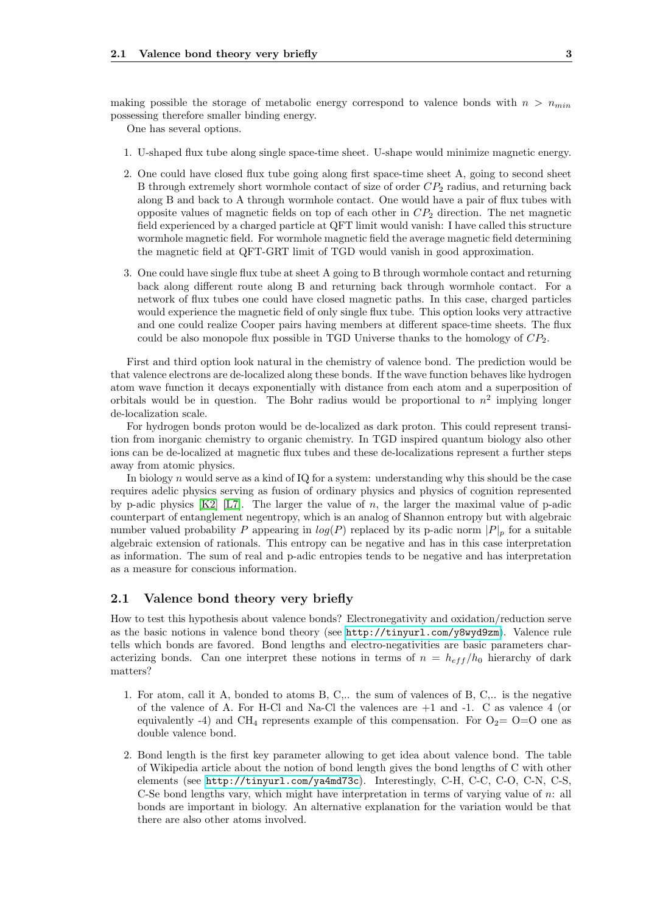making possible the storage of metabolic energy correspond to valence bonds with $n > n_{min}$ possessing therefore smaller binding energy.

One has several options.

1. U-shaped flux tube along single space-time sheet. U-shape would minimize magnetic energy.

2. One could have closed flux tube going along first space-time sheet A, going to second sheet B through extremely short wormhole contact of size of order $CP_2$ radius, and returning back along B and back to A through wormhole contact. One would have a pair of flux tubes with opposite values of magnetic fields on top of each other in $CP_2$ direction. The net magnetic field experienced by a charged particle at QFT limit would vanish: I have called this structure wormhole magnetic field. For wormhole magnetic field the average magnetic field determining the magnetic field at QFT-GRT limit of TGD would vanish in good approximation.

3. One could have single flux tube at sheet A going to B through wormhole contact and returning back along different route along B and returning back through wormhole contact. For a network of flux tubes one could have closed magnetic paths. In this case, charged particles would experience the magnetic field of only single flux tube. This option looks very attractive and one could realize Cooper pairs having members at different space-time sheets. The flux could be also monopole flux possible in TGD Universe thanks to the homology of $CP_2$.

First and third option look natural in the chemistry of valence bond. The prediction would be that valence electrons are de-localized along these bonds. If the wave function behaves like hydrogen atom wave function it decays exponentially with distance from each atom and a superposition of orbitals would be in question. The Bohr radius would be proportional to $n^2$ implying longer de-localization scale.

For hydrogen bonds proton would be de-localized as dark proton. This could represent transition from inorganic chemistry to organic chemistry. In TGD inspired quantum biology also other ions can be de-localized at magnetic flux tubes and these de-localizations represent a further steps away from atomic physics.

In biology $n$ would serve as a kind of IQ for a system: understanding why this should be the case requires adelic physics serving as fusion of ordinary physics and physics of cognition represented by p-adic physics [K2] [L7]. The larger the value of $n$, the larger the maximal value of p-adic counterpart of entanglement negentropy, which is an analog of Shannon entropy but with algebraic number valued probability $P$ appearing in $log(P)$ replaced by its p-adic norm $|P|_p$ for a suitable algebraic extension of rationals. This entropy can be negative and has in this case interpretation as information. The sum of real and p-adic entropies tends to be negative and has interpretation as a measure for conscious information.

## 2.1 Valence bond theory very briefly

How to test this hypothesis about valence bonds? Electronegativity and oxidation/reduction serve as the basic notions in valence bond theory (see http://tinyurl.com/y8wyd9zm). Valence rule tells which bonds are favored. Bond lengths and electro-negativities are basic parameters characterizing bonds. Can one interpret these notions in terms of $n = h_{eff}/h_0$ hierarchy of dark matters?

1. For atom, call it A, bonded to atoms B, C,.. the sum of valences of B, C,.. is the negative of the valence of A. For H-Cl and Na-Cl the valences are +1 and -1. C as valence 4 (or equivalently -4) and $CH_4$ represents example of this compensation. For $O_2$= O=O one as double valence bond.

2. Bond length is the first key parameter allowing to get idea about valence bond. The table of Wikipedia article about the notion of bond length gives the bond lengths of C with other elements (see http://tinyurl.com/ya4md73c). Interestingly, C-H, C-C, C-O, C-N, C-S, C-Se bond lengths vary, which might have interpretation in terms of varying value of $n$: all bonds are important in biology. An alternative explanation for the variation would be that there are also other atoms involved.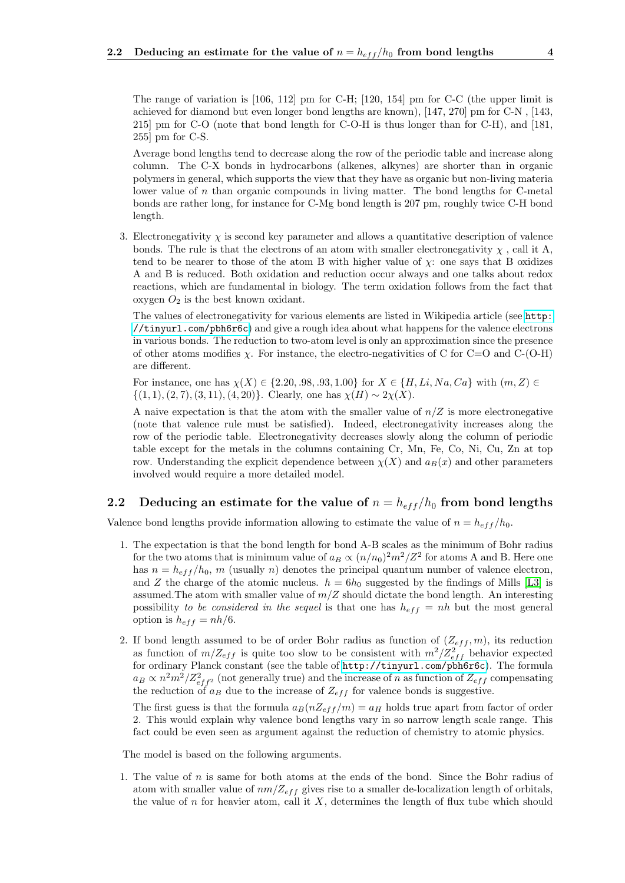The range of variation is [106, 112] pm for C-H; [120, 154] pm for C-C (the upper limit is achieved for diamond but even longer bond lengths are known), [147, 270] pm for C-N , [143, 215] pm for C-O (note that bond length for C-O-H is thus longer than for C-H), and [181, 255] pm for C-S.

Average bond lengths tend to decrease along the row of the periodic table and increase along column. The C-X bonds in hydrocarbons (alkenes, alkynes) are shorter than in organic polymers in general, which supports the view that they have as organic but non-living materia lower value of $n$ than organic compounds in living matter. The bond lengths for C-metal bonds are rather long, for instance for C-Mg bond length is 207 pm, roughly twice C-H bond length.

3. Electronegativity $\chi$ is second key parameter and allows a quantitative description of valence bonds. The rule is that the electrons of an atom with smaller electronegativity $\chi$ , call it A, tend to be nearer to those of the atom B with higher value of $\chi$: one says that B oxidizes A and B is reduced. Both oxidation and reduction occur always and one talks about redox reactions, which are fundamental in biology. The term oxidation follows from the fact that oxygen $O_2$ is the best known oxidant.

   The values of electronegativity for various elements are listed in Wikipedia article (see http://tinyurl.com/pbh6r6c) and give a rough idea about what happens for the valence electrons in various bonds. The reduction to two-atom level is only an approximation since the presence of other atoms modifies $\chi$. For instance, the electro-negativities of C for C=O and C-(O-H) are different.

   For instance, one has $\chi(X) \in \{2.20, .98, .93, 1.00\}$ for $X \in \{H, Li, Na, Ca\}$ with $(m, Z) \in \{(1,1), (2,7), (3,11), (4,20)\}$. Clearly, one has $\chi(H) \sim 2\chi(X)$.

   A naive expectation is that the atom with the smaller value of $n/Z$ is more electronegative (note that valence rule must be satisfied). Indeed, electronegativity increases along the row of the periodic table. Electronegativity decreases slowly along the column of periodic table except for the metals in the columns containing Cr, Mn, Fe, Co, Ni, Cu, Zn at top row. Understanding the explicit dependence between $\chi(X)$ and $a_B(x)$ and other parameters involved would require a more detailed model.

## 2.2 Deducing an estimate for the value of $n = h_{eff}/h_0$ from bond lengths

Valence bond lengths provide information allowing to estimate the value of $n = h_{eff}/h_0$.

1. The expectation is that the bond length for bond A-B scales as the minimum of Bohr radius for the two atoms that is minimum value of $a_B \propto (n/n_0)^2 m^2/Z^2$ for atoms A and B. Here one has $n = h_{eff}/h_0$, $m$ (usually $n$) denotes the principal quantum number of valence electron, and $Z$ the charge of the atomic nucleus. $h = 6h_0$ suggested by the findings of Mills [L3] is assumed.The atom with smaller value of $m/Z$ should dictate the bond length. An interesting possibility *to be considered in the sequel* is that one has $h_{eff} = nh$ but the most general option is $h_{eff} = nh/6$.

2. If bond length assumed to be of order Bohr radius as function of $(Z_{eff}, m)$, its reduction as function of $m/Z_{eff}$ is quite too slow to be consistent with $m^2/Z_{eff}^2$ behavior expected for ordinary Planck constant (see the table of http://tinyurl.com/pbh6r6c). The formula $a_B \propto n^2 m^2/Z_{eff^2}^2$ (not generally true) and the increase of $n$ as function of $Z_{eff}$ compensating the reduction of $a_B$ due to the increase of $Z_{eff}$ for valence bonds is suggestive.

   The first guess is that the formula $a_B(nZ_{eff}/m) = a_H$ holds true apart from factor of order 2. This would explain why valence bond lengths vary in so narrow length scale range. This fact could be even seen as argument against the reduction of chemistry to atomic physics.

The model is based on the following arguments.

1. The value of $n$ is same for both atoms at the ends of the bond. Since the Bohr radius of atom with smaller value of $nm/Z_{eff}$ gives rise to a smaller de-localization length of orbitals, the value of $n$ for heavier atom, call it $X$, determines the length of flux tube which should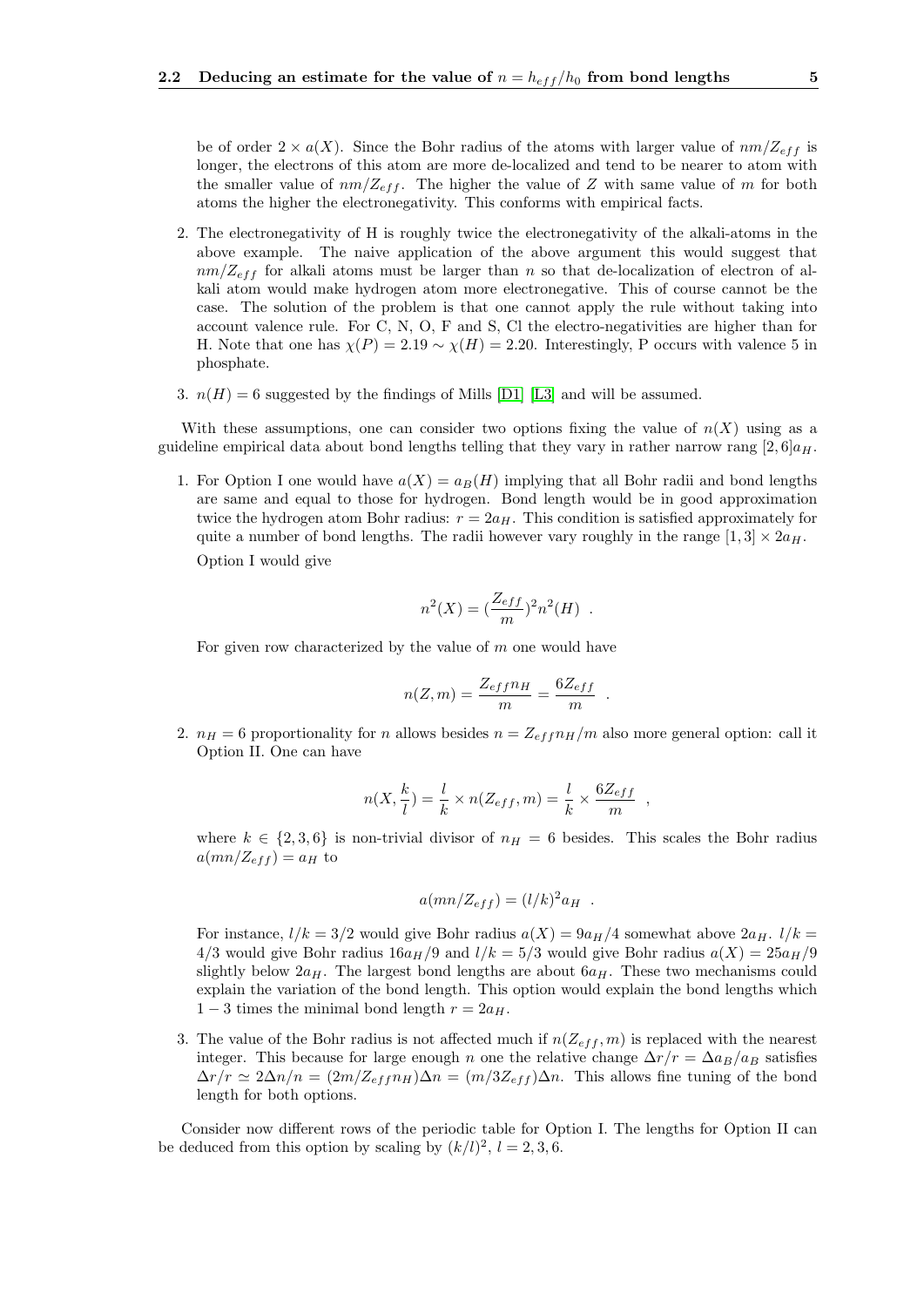be of order $2 \times a(X)$. Since the Bohr radius of the atoms with larger value of $nm/Z_{eff}$ is longer, the electrons of this atom are more de-localized and tend to be nearer to atom with the smaller value of $nm/Z_{eff}$. The higher the value of $Z$ with same value of $m$ for both atoms the higher the electronegativity. This conforms with empirical facts.

2. The electronegativity of H is roughly twice the electronegativity of the alkali-atoms in the above example. The naive application of the above argument this would suggest that $nm/Z_{eff}$ for alkali atoms must be larger than $n$ so that de-localization of electron of alkali atom would make hydrogen atom more electronegative. This of course cannot be the case. The solution of the problem is that one cannot apply the rule without taking into account valence rule. For C, N, O, F and S, Cl the electro-negativities are higher than for H. Note that one has $\chi(P) = 2.19 \sim \chi(H) = 2.20$. Interestingly, P occurs with valence 5 in phosphate.

3. $n(H) = 6$ suggested by the findings of Mills [D1] [L3] and will be assumed.

With these assumptions, one can consider two options fixing the value of $n(X)$ using as a guideline empirical data about bond lengths telling that they vary in rather narrow rang $[2,6]a_H$.

1. For Option I one would have $a(X) = a_B(H)$ implying that all Bohr radii and bond lengths are same and equal to those for hydrogen. Bond length would be in good approximation twice the hydrogen atom Bohr radius: $r = 2a_H$. This condition is satisfied approximately for quite a number of bond lengths. The radii however vary roughly in the range $[1,3] \times 2a_H$.

   Option I would give

   $$n^2(X) = (\frac{Z_{eff}}{m})^2 n^2(H) \ .$$

   For given row characterized by the value of $m$ one would have

   $$n(Z,m) = \frac{Z_{eff} n_H}{m} = \frac{6Z_{eff}}{m} \ .$$

2. $n_H = 6$ proportionality for $n$ allows besides $n = Z_{eff}n_H/m$ also more general option: call it Option II. One can have

   $$n(X, \frac{k}{l}) = \frac{l}{k} \times n(Z_{eff}, m) = \frac{l}{k} \times \frac{6Z_{eff}}{m} \ ,$$

   where $k \in \{2,3,6\}$ is non-trivial divisor of $n_H = 6$ besides. This scales the Bohr radius $a(mn/Z_{eff}) = a_H$ to

   $$a(mn/Z_{eff}) = (l/k)^2 a_H \ .$$

   For instance, $l/k = 3/2$ would give Bohr radius $a(X) = 9a_H/4$ somewhat above $2a_H$. $l/k = 4/3$ would give Bohr radius $16a_H/9$ and $l/k = 5/3$ would give Bohr radius $a(X) = 25a_H/9$ slightly below $2a_H$. The largest bond lengths are about $6a_H$. These two mechanisms could explain the variation of the bond length. This option would explain the bond lengths which $1-3$ times the minimal bond length $r = 2a_H$.

3. The value of the Bohr radius is not affected much if $n(Z_{eff}, m)$ is replaced with the nearest integer. This because for large enough $n$ one the relative change $\Delta r/r = \Delta a_B/a_B$ satisfies $\Delta r/r \simeq 2\Delta n/n = (2m/Z_{eff}n_H)\Delta n = (m/3Z_{eff})\Delta n$. This allows fine tuning of the bond length for both options.

Consider now different rows of the periodic table for Option I. The lengths for Option II can be deduced from this option by scaling by $(k/l)^2$, $l = 2,3,6$.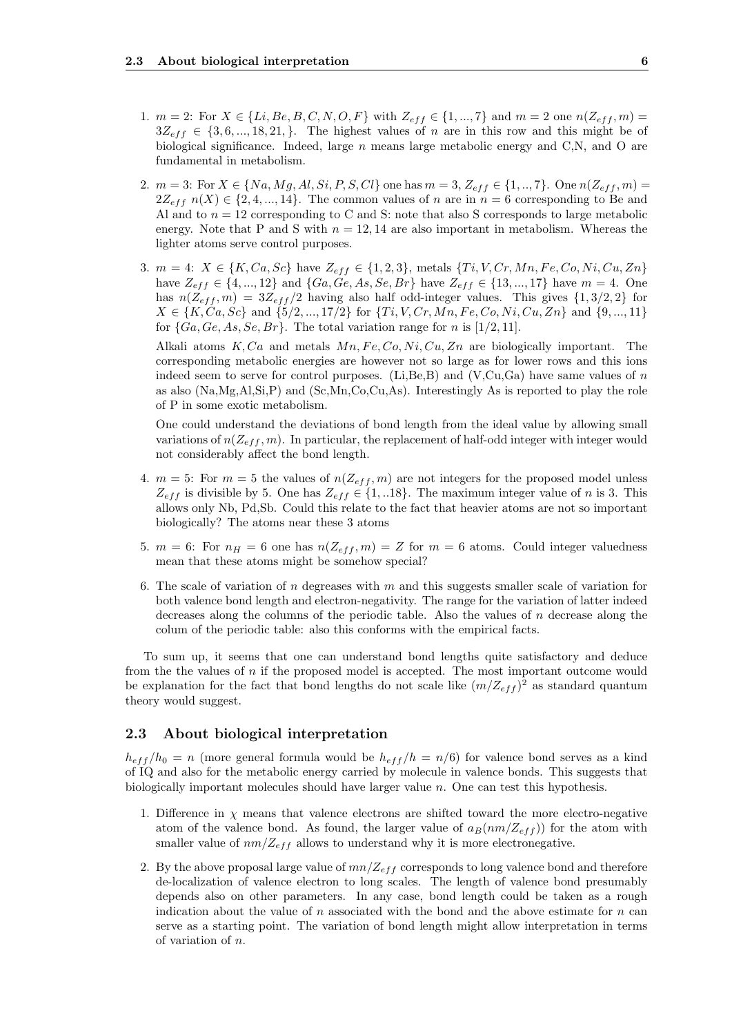1. $m = 2$: For $X \in \{Li, Be, B, C, N, O, F\}$ with $Z_{eff} \in \{1, ..., 7\}$ and $m = 2$ one $n(Z_{eff}, m) = 3Z_{eff} \in \{3, 6, ..., 18, 21, \}$. The highest values of $n$ are in this row and this might be of biological significance. Indeed, large $n$ means large metabolic energy and C,N, and O are fundamental in metabolism.

2. $m = 3$: For $X \in \{Na, Mg, Al, Si, P, S, Cl\}$ one has $m = 3$, $Z_{eff} \in \{1, .., 7\}$. One $n(Z_{eff}, m) = 2Z_{eff}\ n(X) \in \{2, 4, ..., 14\}$. The common values of $n$ are in $n = 6$ corresponding to Be and Al and to $n = 12$ corresponding to C and S: note that also S corresponds to large metabolic energy. Note that P and S with $n = 12, 14$ are also important in metabolism. Whereas the lighter atoms serve control purposes.

3. $m = 4$: $X \in \{K, Ca, Sc\}$ have $Z_{eff} \in \{1, 2, 3\}$, metals $\{Ti, V, Cr, Mn, Fe, Co, Ni, Cu, Zn\}$ have $Z_{eff} \in \{4, ..., 12\}$ and $\{Ga, Ge, As, Se, Br\}$ have $Z_{eff} \in \{13, ..., 17\}$ have $m = 4$. One has $n(Z_{eff}, m) = 3Z_{eff}/2$ having also half odd-integer values. This gives $\{1, 3/2, 2\}$ for $X \in \{K, Ca, Sc\}$ and $\{5/2, ..., 17/2\}$ for $\{Ti, V, Cr, Mn, Fe, Co, Ni, Cu, Zn\}$ and $\{9, ..., 11\}$ for $\{Ga, Ge, As, Se, Br\}$. The total variation range for $n$ is $[1/2, 11]$.

   Alkali atoms $K, Ca$ and metals $Mn, Fe, Co, Ni, Cu, Zn$ are biologically important. The corresponding metabolic energies are however not so large as for lower rows and this ions indeed seem to serve for control purposes. (Li,Be,B) and (V,Cu,Ga) have same values of $n$ as also (Na,Mg,Al,Si,P) and (Sc,Mn,Co,Cu,As). Interestingly As is reported to play the role of P in some exotic metabolism.

   One could understand the deviations of bond length from the ideal value by allowing small variations of $n(Z_{eff}, m)$. In particular, the replacement of half-odd integer with integer would not considerably affect the bond length.

4. $m = 5$: For $m = 5$ the values of $n(Z_{eff}, m)$ are not integers for the proposed model unless $Z_{eff}$ is divisible by 5. One has $Z_{eff} \in \{1, ..18\}$. The maximum integer value of $n$ is 3. This allows only Nb, Pd,Sb. Could this relate to the fact that heavier atoms are not so important biologically? The atoms near these 3 atoms

5. $m = 6$: For $n_H = 6$ one has $n(Z_{eff}, m) = Z$ for $m = 6$ atoms. Could integer valuedness mean that these atoms might be somehow special?

6. The scale of variation of $n$ degreases with $m$ and this suggests smaller scale of variation for both valence bond length and electron-negativity. The range for the variation of latter indeed decreases along the columns of the periodic table. Also the values of $n$ decrease along the colum of the periodic table: also this conforms with the empirical facts.

To sum up, it seems that one can understand bond lengths quite satisfactory and deduce from the the values of $n$ if the proposed model is accepted. The most important outcome would be explanation for the fact that bond lengths do not scale like $(m/Z_{eff})^2$ as standard quantum theory would suggest.

## 2.3 About biological interpretation

$h_{eff}/h_0 = n$ (more general formula would be $h_{eff}/h = n/6$) for valence bond serves as a kind of IQ and also for the metabolic energy carried by molecule in valence bonds. This suggests that biologically important molecules should have larger value $n$. One can test this hypothesis.

1. Difference in $\chi$ means that valence electrons are shifted toward the more electro-negative atom of the valence bond. As found, the larger value of $a_B(nm/Z_{eff}))$ for the atom with smaller value of $nm/Z_{eff}$ allows to understand why it is more electronegative.

2. By the above proposal large value of $mn/Z_{eff}$ corresponds to long valence bond and therefore de-localization of valence electron to long scales. The length of valence bond presumably depends also on other parameters. In any case, bond length could be taken as a rough indication about the value of $n$ associated with the bond and the above estimate for $n$ can serve as a starting point. The variation of bond length might allow interpretation in terms of variation of $n$.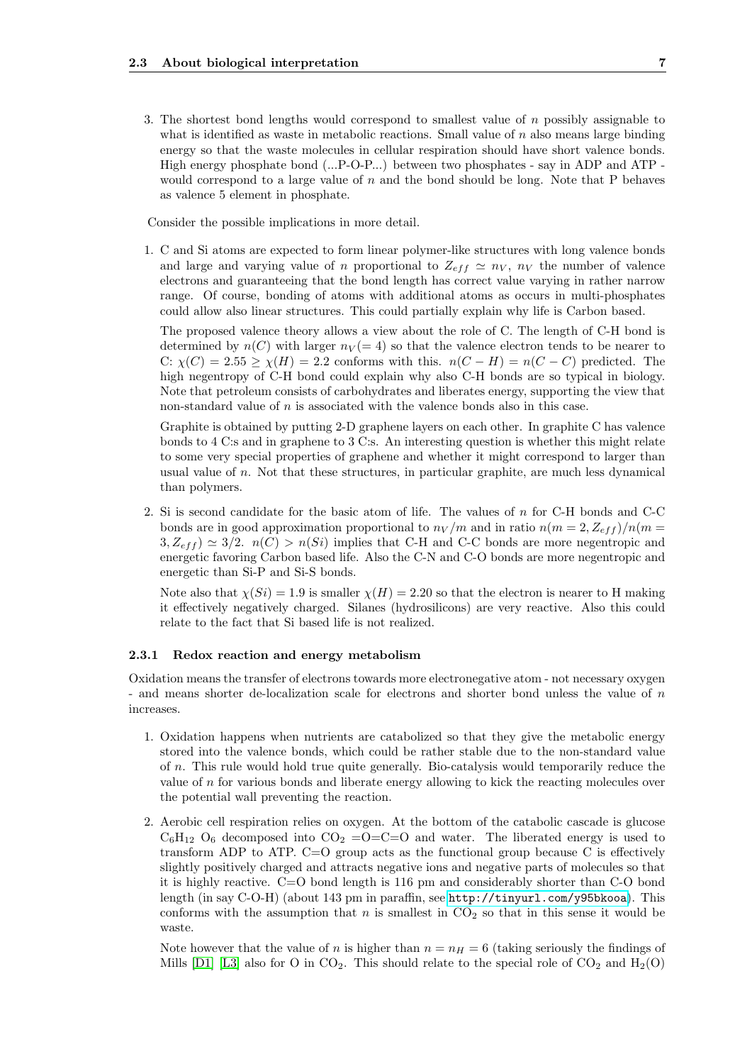3. The shortest bond lengths would correspond to smallest value of $n$ possibly assignable to what is identified as waste in metabolic reactions. Small value of $n$ also means large binding energy so that the waste molecules in cellular respiration should have short valence bonds. High energy phosphate bond (...P-O-P...) between two phosphates - say in ADP and ATP - would correspond to a large value of $n$ and the bond should be long. Note that P behaves as valence 5 element in phosphate.

Consider the possible implications in more detail.

1. C and Si atoms are expected to form linear polymer-like structures with long valence bonds and large and varying value of $n$ proportional to $Z_{eff} \simeq n_V$, $n_V$ the number of valence electrons and guaranteeing that the bond length has correct value varying in rather narrow range. Of course, bonding of atoms with additional atoms as occurs in multi-phosphates could allow also linear structures. This could partially explain why life is Carbon based.

   The proposed valence theory allows a view about the role of C. The length of C-H bond is determined by $n(C)$ with larger $n_V(=4)$ so that the valence electron tends to be nearer to C: $\chi(C) = 2.55 \geq \chi(H) = 2.2$ conforms with this. $n(C-H) = n(C-C)$ predicted. The high negentropy of C-H bond could explain why also C-H bonds are so typical in biology. Note that petroleum consists of carbohydrates and liberates energy, supporting the view that non-standard value of $n$ is associated with the valence bonds also in this case.

   Graphite is obtained by putting 2-D graphene layers on each other. In graphite C has valence bonds to 4 C:s and in graphene to 3 C:s. An interesting question is whether this might relate to some very special properties of graphene and whether it might correspond to larger than usual value of $n$. Not that these structures, in particular graphite, are much less dynamical than polymers.

2. Si is second candidate for the basic atom of life. The values of $n$ for C-H bonds and C-C bonds are in good approximation proportional to $n_V/m$ and in ratio $n(m = 2, Z_{eff})/n(m = 3, Z_{eff}) \simeq 3/2$. $n(C) > n(Si)$ implies that C-H and C-C bonds are more negentropic and energetic favoring Carbon based life. Also the C-N and C-O bonds are more negentropic and energetic than Si-P and Si-S bonds.

   Note also that $\chi(Si) = 1.9$ is smaller $\chi(H) = 2.20$ so that the electron is nearer to H making it effectively negatively charged. Silanes (hydrosilicons) are very reactive. Also this could relate to the fact that Si based life is not realized.

### 2.3.1 Redox reaction and energy metabolism

Oxidation means the transfer of electrons towards more electronegative atom - not necessary oxygen - and means shorter de-localization scale for electrons and shorter bond unless the value of $n$ increases.

1. Oxidation happens when nutrients are catabolized so that they give the metabolic energy stored into the valence bonds, which could be rather stable due to the non-standard value of $n$. This rule would hold true quite generally. Bio-catalysis would temporarily reduce the value of $n$ for various bonds and liberate energy allowing to kick the reacting molecules over the potential wall preventing the reaction.

2. Aerobic cell respiration relies on oxygen. At the bottom of the catabolic cascade is glucose $C_6H_{12}O_6$ decomposed into $CO_2$ =O=C=O and water. The liberated energy is used to transform ADP to ATP. C=O group acts as the functional group because C is effectively slightly positively charged and attracts negative ions and negative parts of molecules so that it is highly reactive. C=O bond length is 116 pm and considerably shorter than C-O bond length (in say C-O-H) (about 143 pm in paraffin, see http://tinyurl.com/y95bkooa). This conforms with the assumption that $n$ is smallest in $CO_2$ so that in this sense it would be waste.

   Note however that the value of $n$ is higher than $n = n_H = 6$ (taking seriously the findings of Mills [D1] [L3] also for O in $CO_2$. This should relate to the special role of $CO_2$ and $H_2(O)$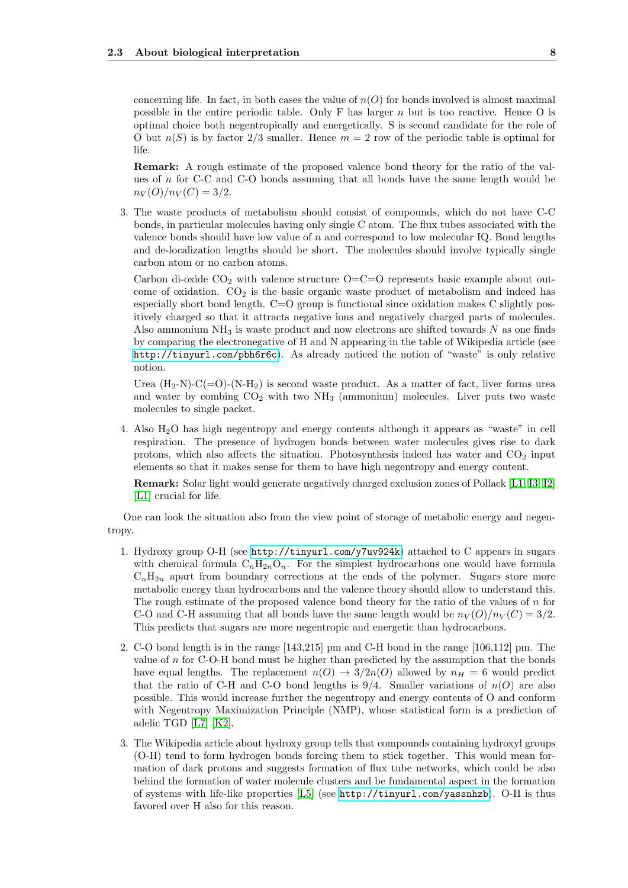concerning life. In fact, in both cases the value of $n(O)$ for bonds involved is almost maximal possible in the entire periodic table. Only F has larger $n$ but is too reactive. Hence O is optimal choice both negentropically and energetically. S is second candidate for the role of O but $n(S)$ is by factor 2/3 smaller. Hence $m = 2$ row of the periodic table is optimal for life.

**Remark:** A rough estimate of the proposed valence bond theory for the ratio of the values of $n$ for C-C and C-O bonds assuming that all bonds have the same length would be $n_V(O)/n_V(C) = 3/2$.

3. The waste products of metabolism should consist of compounds, which do not have C-C bonds, in particular molecules having only single C atom. The flux tubes associated with the valence bonds should have low value of $n$ and correspond to low molecular IQ. Bond lengths and de-localization lengths should be short. The molecules should involve typically single carbon atom or no carbon atoms.

   Carbon di-oxide $CO_2$ with valence structure O=C=O represents basic example about outcome of oxidation. $CO_2$ is the basic organic waste product of metabolism and indeed has especially short bond length. C=O group is functional since oxidation makes C slightly positively charged so that it attracts negative ions and negatively charged parts of molecules. Also ammonium $NH_3$ is waste product and now electrons are shifted towards $N$ as one finds by comparing the electronegative of H and N appearing in the table of Wikipedia article (see http://tinyurl.com/pbh6r6c). As already noticed the notion of "waste" is only relative notion.

   Urea ($H_2$-N)-C(=O)-(N-$H_2$) is second waste product. As a matter of fact, liver forms urea and water by combing $CO_2$ with two $NH_3$ (ammonium) molecules. Liver puts two waste molecules to single packet.

4. Also $H_2O$ has high negentropy and energy contents although it appears as "waste" in cell respiration. The presence of hydrogen bonds between water molecules gives rise to dark protons, which also affects the situation. Photosynthesis indeed has water and $CO_2$ input elements so that it makes sense for them to have high negentropy and energy content.

   **Remark:** Solar light would generate negatively charged exclusion zones of Pollack [L1, I3, I2] [L1] crucial for life.

One can look the situation also from the view point of storage of metabolic energy and negentropy.

1. Hydroxy group O-H (see http://tinyurl.com/y7uv924k) attached to C appears in sugars with chemical formula $C_nH_{2n}O_n$. For the simplest hydrocarbons one would have formula $C_nH_{2n}$ apart from boundary corrections at the ends of the polymer. Sugars store more metabolic energy than hydrocarbons and the valence theory should allow to understand this. The rough estimate of the proposed valence bond theory for the ratio of the values of $n$ for C-O and C-H assuming that all bonds have the same length would be $n_V(O)/n_V(C) = 3/2$. This predicts that sugars are more negentropic and energetic than hydrocarbons.

2. C-O bond length is in the range [143,215] pm and C-H bond in the range [106,112] pm. The value of $n$ for C-O-H bond must be higher than predicted by the assumption that the bonds have equal lengths. The replacement $n(O) \rightarrow 3/2n(O)$ allowed by $n_H = 6$ would predict that the ratio of C-H and C-O bond lengths is 9/4. Smaller variations of $n(O)$ are also possible. This would increase further the negentropy and energy contents of O and conform with Negentropy Maximization Principle (NMP), whose statistical form is a prediction of adelic TGD [L7] [K2].

3. The Wikipedia article about hydroxy group tells that compounds containing hydroxyl groups (O-H) tend to form hydrogen bonds forcing them to stick together. This would mean formation of dark protons and suggests formation of flux tube networks, which could be also behind the formation of water molecule clusters and be fundamental aspect in the formation of systems with life-like properties [L5] (see http://tinyurl.com/yassnhzb). O-H is thus favored over H also for this reason.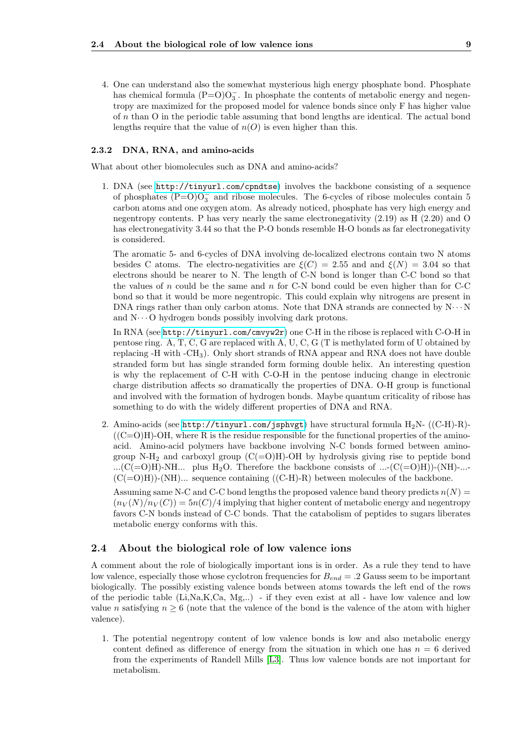4. One can understand also the somewhat mysterious high energy phosphate bond. Phosphate has chemical formula (P=O)$O_3^-$. In phosphate the contents of metabolic energy and negentropy are maximized for the proposed model for valence bonds since only F has higher value of $n$ than O in the periodic table assuming that bond lengths are identical. The actual bond lengths require that the value of $n(O)$ is even higher than this.

### 2.3.2 DNA, RNA, and amino-acids

What about other biomolecules such as DNA and amino-acids?

1. DNA (see http://tinyurl.com/cpndtse) involves the backbone consisting of a sequence of phosphates (P=O)$O_3^-$ and ribose molecules. The 6-cycles of ribose molecules contain 5 carbon atoms and one oxygen atom. As already noticed, phosphate has very high energy and negentropy contents. P has very nearly the same electronegativity (2.19) as H (2.20) and O has electronegativity 3.44 so that the P-O bonds resemble H-O bonds as far electronegativity is considered.

   The aromatic 5- and 6-cycles of DNA involving de-localized electrons contain two N atoms besides C atoms. The electro-negativities are $\xi(C) = 2.55$ and and $\xi(N) = 3.04$ so that electrons should be nearer to N. The length of C-N bond is longer than C-C bond so that the values of $n$ could be the same and $n$ for C-N bond could be even higher than for C-C bond so that it would be more negentropic. This could explain why nitrogens are present in DNA rings rather than only carbon atoms. Note that DNA strands are connected by N$\cdots$N and N$\cdots$O hydrogen bonds possibly involving dark protons.

   In RNA (see http://tinyurl.com/cmvyw2r) one C-H in the ribose is replaced with C-O-H in pentose ring. A, T, C, G are replaced with A, U, C, G (T is methylated form of U obtained by replacing -H with -$CH_3$). Only short strands of RNA appear and RNA does not have double stranded form but has single stranded form forming double helix. An interesting question is why the replacement of C-H with C-O-H in the pentose inducing change in electronic charge distribution affects so dramatically the properties of DNA. O-H group is functional and involved with the formation of hydrogen bonds. Maybe quantum criticality of ribose has something to do with the widely different properties of DNA and RNA.

2. Amino-acids (see http://tinyurl.com/jsphvgt) have structural formula $H_2$N- ((C-H)-R)-((C=O)H)-OH, where R is the residue responsible for the functional properties of the amino-acid. Amino-acid polymers have backbone involving N-C bonds formed between amino-group N-$H_2$ and carboxyl group (C(=O)H)-OH by hydrolysis giving rise to peptide bond ...(C(=O)H)-NH... plus $H_2O$. Therefore the backbone consists of ...-(C(=O)H))-(NH)-...-(C(=O)H))-(NH)... sequence containing ((C-H)-R) between molecules of the backbone.

   Assuming same N-C and C-C bond lengths the proposed valence band theory predicts $n(N) = (n_V(N)/n_V(C)) = 5n(C)/4$ implying that higher content of metabolic energy and negentropy favors C-N bonds instead of C-C bonds. That the catabolism of peptides to sugars liberates metabolic energy conforms with this.

## 2.4 About the biological role of low valence ions

A comment about the role of biologically important ions is in order. As a rule they tend to have low valence, especially those whose cyclotron frequencies for $B_{end} = .2$ Gauss seem to be important biologically. The possibly existing valence bonds between atoms towards the left end of the rows of the periodic table (Li,Na,K,Ca, Mg,..) - if they even exist at all - have low valence and low value $n$ satisfying $n \geq 6$ (note that the valence of the bond is the valence of the atom with higher valence).

1. The potential negentropy content of low valence bonds is low and also metabolic energy content defined as difference of energy from the situation in which one has $n = 6$ derived from the experiments of Randell Mills [L3]. Thus low valence bonds are not important for metabolism.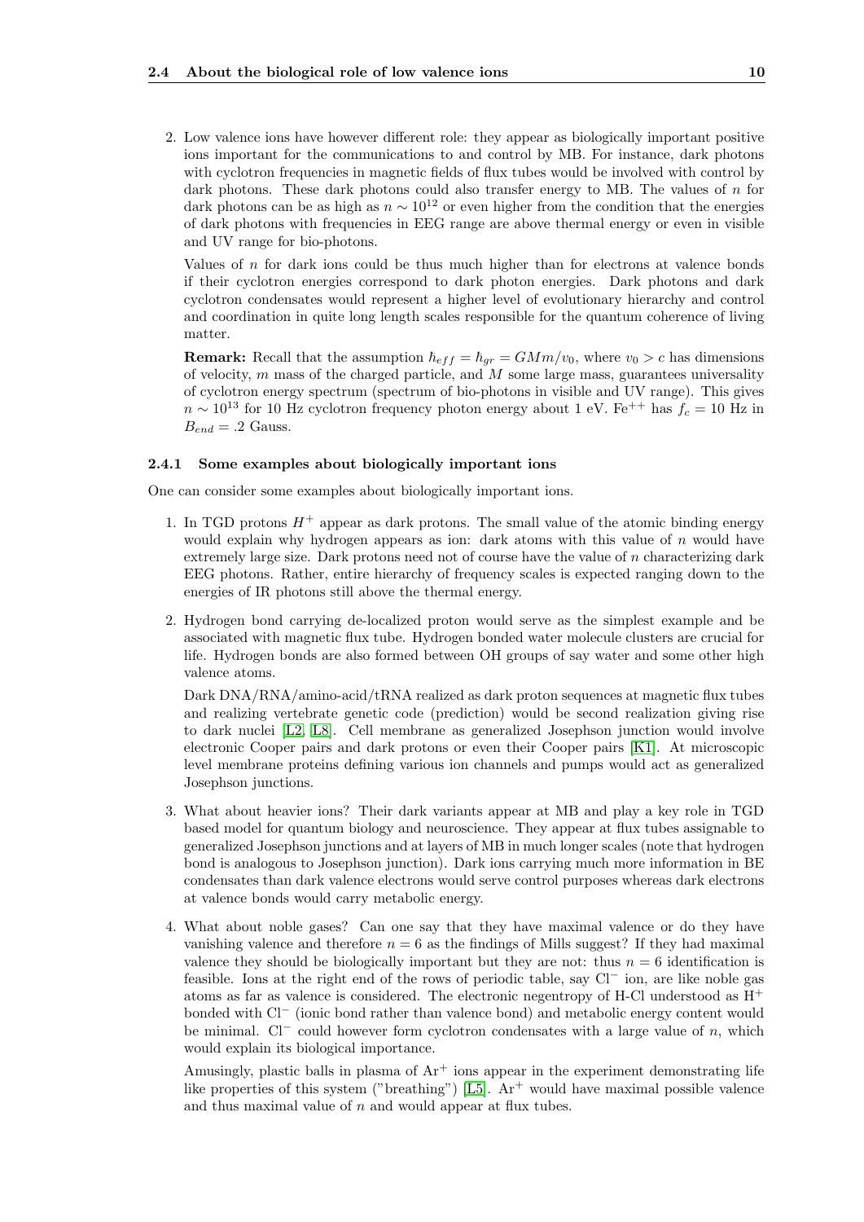2. Low valence ions have however different role: they appear as biologically important positive ions important for the communications to and control by MB. For instance, dark photons with cyclotron frequencies in magnetic fields of flux tubes would be involved with control by dark photons. These dark photons could also transfer energy to MB. The values of $n$ for dark photons can be as high as $n \sim 10^{12}$ or even higher from the condition that the energies of dark photons with frequencies in EEG range are above thermal energy or even in visible and UV range for bio-photons.

   Values of $n$ for dark ions could be thus much higher than for electrons at valence bonds if their cyclotron energies correspond to dark photon energies. Dark photons and dark cyclotron condensates would represent a higher level of evolutionary hierarchy and control and coordination in quite long length scales responsible for the quantum coherence of living matter.

   **Remark:** Recall that the assumption $\hbar_{eff} = \hbar_{gr} = GMm/v_0$, where $v_0 > c$ has dimensions of velocity, $m$ mass of the charged particle, and $M$ some large mass, guarantees universality of cyclotron energy spectrum (spectrum of bio-photons in visible and UV range). This gives $n \sim 10^{13}$ for 10 Hz cyclotron frequency photon energy about 1 eV. $Fe^{++}$ has $f_c = 10$ Hz in $B_{end} = .2$ Gauss.

### 2.4.1 Some examples about biologically important ions

One can consider some examples about biologically important ions.

1. In TGD protons $H^+$ appear as dark protons. The small value of the atomic binding energy would explain why hydrogen appears as ion: dark atoms with this value of $n$ would have extremely large size. Dark protons need not of course have the value of $n$ characterizing dark EEG photons. Rather, entire hierarchy of frequency scales is expected ranging down to the energies of IR photons still above the thermal energy.

2. Hydrogen bond carrying de-localized proton would serve as the simplest example and be associated with magnetic flux tube. Hydrogen bonded water molecule clusters are crucial for life. Hydrogen bonds are also formed between OH groups of say water and some other high valence atoms.

   Dark DNA/RNA/amino-acid/tRNA realized as dark proton sequences at magnetic flux tubes and realizing vertebrate genetic code (prediction) would be second realization giving rise to dark nuclei [L2, L8]. Cell membrane as generalized Josephson junction would involve electronic Cooper pairs and dark protons or even their Cooper pairs [K1]. At microscopic level membrane proteins defining various ion channels and pumps would act as generalized Josephson junctions.

3. What about heavier ions? Their dark variants appear at MB and play a key role in TGD based model for quantum biology and neuroscience. They appear at flux tubes assignable to generalized Josephson junctions and at layers of MB in much longer scales (note that hydrogen bond is analogous to Josephson junction). Dark ions carrying much more information in BE condensates than dark valence electrons would serve control purposes whereas dark electrons at valence bonds would carry metabolic energy.

4. What about noble gases? Can one say that they have maximal valence or do they have vanishing valence and therefore $n = 6$ as the findings of Mills suggest? If they had maximal valence they should be biologically important but they are not: thus $n = 6$ identification is feasible. Ions at the right end of the rows of periodic table, say $Cl^-$ ion, are like noble gas atoms as far as valence is considered. The electronic negentropy of H-Cl understood as $H^+$ bonded with $Cl^-$ (ionic bond rather than valence bond) and metabolic energy content would be minimal. $Cl^-$ could however form cyclotron condensates with a large value of $n$, which would explain its biological importance.

   Amusingly, plastic balls in plasma of $Ar^+$ ions appear in the experiment demonstrating life like properties of this system ("breathing") [L5]. $Ar^+$ would have maximal possible valence and thus maximal value of $n$ and would appear at flux tubes.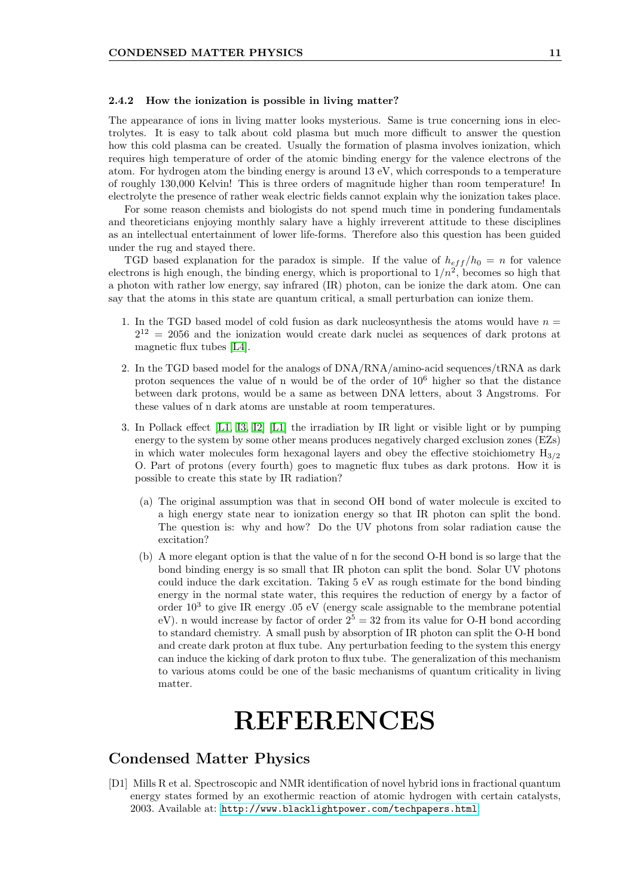### 2.4.2 How the ionization is possible in living matter?

The appearance of ions in living matter looks mysterious. Same is true concerning ions in electrolytes. It is easy to talk about cold plasma but much more difficult to answer the question how this cold plasma can be created. Usually the formation of plasma involves ionization, which requires high temperature of order of the atomic binding energy for the valence electrons of the atom. For hydrogen atom the binding energy is around 13 eV, which corresponds to a temperature of roughly 130,000 Kelvin! This is three orders of magnitude higher than room temperature! In electrolyte the presence of rather weak electric fields cannot explain why the ionization takes place.

For some reason chemists and biologists do not spend much time in pondering fundamentals and theoreticians enjoying monthly salary have a highly irreverent attitude to these disciplines as an intellectual entertainment of lower life-forms. Therefore also this question has been guided under the rug and stayed there.

TGD based explanation for the paradox is simple. If the value of $h_{eff}/h_0 = n$ for valence electrons is high enough, the binding energy, which is proportional to $1/n^2$, becomes so high that a photon with rather low energy, say infrared (IR) photon, can be ionize the dark atom. One can say that the atoms in this state are quantum critical, a small perturbation can ionize them.

1. In the TGD based model of cold fusion as dark nucleosynthesis the atoms would have $n = 2^{12} = 2056$ and the ionization would create dark nuclei as sequences of dark protons at magnetic flux tubes [L4].

2. In the TGD based model for the analogs of DNA/RNA/amino-acid sequences/tRNA as dark proton sequences the value of n would be of the order of $10^6$ higher so that the distance between dark protons, would be a same as between DNA letters, about 3 Angstroms. For these values of n dark atoms are unstable at room temperatures.

3. In Pollack effect [L1, I3, I2] [L1] the irradiation by IR light or visible light or by pumping energy to the system by some other means produces negatively charged exclusion zones (EZs) in which water molecules form hexagonal layers and obey the effective stoichiometry $H_{3/2}$ O. Part of protons (every fourth) goes to magnetic flux tubes as dark protons. How it is possible to create this state by IR radiation?

   (a) The original assumption was that in second OH bond of water molecule is excited to a high energy state near to ionization energy so that IR photon can split the bond. The question is: why and how? Do the UV photons from solar radiation cause the excitation?

   (b) A more elegant option is that the value of n for the second O-H bond is so large that the bond binding energy is so small that IR photon can split the bond. Solar UV photons could induce the dark excitation. Taking 5 eV as rough estimate for the bond binding energy in the normal state water, this requires the reduction of energy by a factor of order $10^3$ to give IR energy .05 eV (energy scale assignable to the membrane potential eV). n would increase by factor of order $2^5 = 32$ from its value for O-H bond according to standard chemistry. A small push by absorption of IR photon can split the O-H bond and create dark proton at flux tube. Any perturbation feeding to the system this energy can induce the kicking of dark proton to flux tube. The generalization of this mechanism to various atoms could be one of the basic mechanisms of quantum criticality in living matter.

# REFERENCES

## Condensed Matter Physics

[D1] Mills R et al. Spectroscopic and NMR identification of novel hybrid ions in fractional quantum energy states formed by an exothermic reaction of atomic hydrogen with certain catalysts, 2003. Available at: http://www.blacklightpower.com/techpapers.html.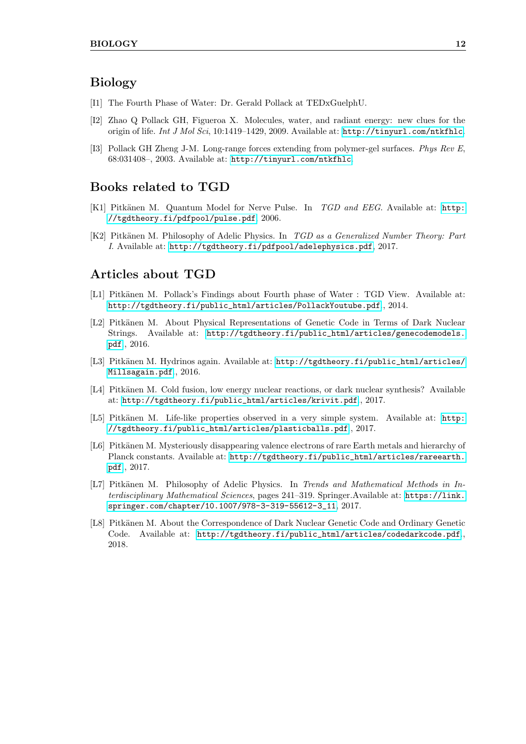## Biology

[I1] The Fourth Phase of Water: Dr. Gerald Pollack at TEDxGuelphU.

[I2] Zhao Q Pollack GH, Figueroa X. Molecules, water, and radiant energy: new clues for the origin of life. *Int J Mol Sci*, 10:1419–1429, 2009. Available at: http://tinyurl.com/ntkfhlc.

[I3] Pollack GH Zheng J-M. Long-range forces extending from polymer-gel surfaces. *Phys Rev E*, 68:031408–, 2003. Available at: http://tinyurl.com/ntkfhlc.

## Books related to TGD

[K1] Pitkänen M. Quantum Model for Nerve Pulse. In *TGD and EEG*. Available at: http://tgdtheory.fi/pdfpool/pulse.pdf, 2006.

[K2] Pitkänen M. Philosophy of Adelic Physics. In *TGD as a Generalized Number Theory: Part I*. Available at: http://tgdtheory.fi/pdfpool/adelephysics.pdf, 2017.

## Articles about TGD

[L1] Pitkänen M. Pollack's Findings about Fourth phase of Water : TGD View. Available at: http://tgdtheory.fi/public_html/articles/PollackYoutube.pdf, 2014.

[L2] Pitkänen M. About Physical Representations of Genetic Code in Terms of Dark Nuclear Strings. Available at: http://tgdtheory.fi/public_html/articles/genecodemodels.pdf, 2016.

[L3] Pitkänen M. Hydrinos again. Available at: http://tgdtheory.fi/public_html/articles/Millsagain.pdf, 2016.

[L4] Pitkänen M. Cold fusion, low energy nuclear reactions, or dark nuclear synthesis? Available at: http://tgdtheory.fi/public_html/articles/krivit.pdf, 2017.

[L5] Pitkänen M. Life-like properties observed in a very simple system. Available at: http://tgdtheory.fi/public_html/articles/plasticballs.pdf, 2017.

[L6] Pitkänen M. Mysteriously disappearing valence electrons of rare Earth metals and hierarchy of Planck constants. Available at: http://tgdtheory.fi/public_html/articles/rareearth.pdf, 2017.

[L7] Pitkänen M. Philosophy of Adelic Physics. In *Trends and Mathematical Methods in Interdisciplinary Mathematical Sciences*, pages 241–319. Springer.Available at: https://link.springer.com/chapter/10.1007/978-3-319-55612-3_11, 2017.

[L8] Pitkänen M. About the Correspondence of Dark Nuclear Genetic Code and Ordinary Genetic Code. Available at: http://tgdtheory.fi/public_html/articles/codedarkcode.pdf, 2018.